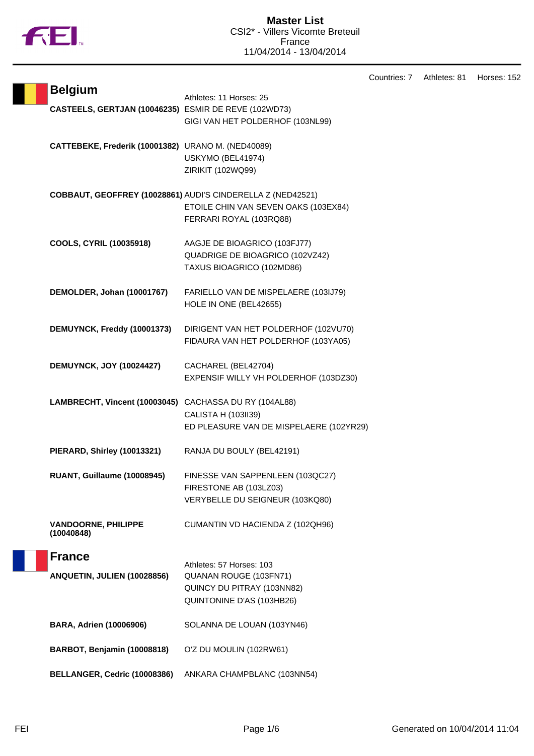# Master List

CSI2* - Villers Vicomte Breteuil
France
11/04/2014 - 13/04/2014

Countries: 7 Athletes: 81 Horses: 152

## Belgium

Athletes: 11 Horses: 25

| Athlete | Horses |
|---|---|
| **CASTEELS, GERTJAN (10046235)** | ESMIR DE REVE (102WD73)<br>GIGI VAN HET POLDERHOF (103NL99) |
| **CATTEBEKE, Frederik (10001382)** | URANO M. (NED40089)<br>USKYMO (BEL41974)<br>ZIRIKIT (102WQ99) |
| **COBBAUT, GEOFFREY (10028861)** | AUDI'S CINDERELLA Z (NED42521)<br>ETOILE CHIN VAN SEVEN OAKS (103EX84)<br>FERRARI ROYAL (103RQ88) |
| **COOLS, CYRIL (10035918)** | AAGJE DE BIOAGRICO (103FJ77)<br>QUADRIGE DE BIOAGRICO (102VZ42)<br>TAXUS BIOAGRICO (102MD86) |
| **DEMOLDER, Johan (10001767)** | FARIELLO VAN DE MISPELAERE (103IJ79)<br>HOLE IN ONE (BEL42655) |
| **DEMUYNCK, Freddy (10001373)** | DIRIGENT VAN HET POLDERHOF (102VU70)<br>FIDAURA VAN HET POLDERHOF (103YA05) |
| **DEMUYNCK, JOY (10024427)** | CACHAREL (BEL42704)<br>EXPENSIF WILLY VH POLDERHOF (103DZ30) |
| **LAMBRECHT, Vincent (10003045)** | CACHASSA DU RY (104AL88)<br>CALISTA H (103II39)<br>ED PLEASURE VAN DE MISPELAERE (102YR29) |
| **PIERARD, Shirley (10013321)** | RANJA DU BOULY (BEL42191) |
| **RUANT, Guillaume (10008945)** | FINESSE VAN SAPPENLEEN (103QC27)<br>FIRESTONE AB (103LZ03)<br>VERYBELLE DU SEIGNEUR (103KQ80) |
| **VANDOORNE, PHILIPPE (10040848)** | CUMANTIN VD HACIENDA Z (102QH96) |

## France

Athletes: 57 Horses: 103

| Athlete | Horses |
|---|---|
| **ANQUETIN, JULIEN (10028856)** | QUANAN ROUGE (103FN71)<br>QUINCY DU PITRAY (103NN82)<br>QUINTONINE D'AS (103HB26) |
| **BARA, Adrien (10006906)** | SOLANNA DE LOUAN (103YN46) |
| **BARBOT, Benjamin (10008818)** | O'Z DU MOULIN (102RW61) |
| **BELLANGER, Cedric (10008386)** | ANKARA CHAMPBLANC (103NN54) |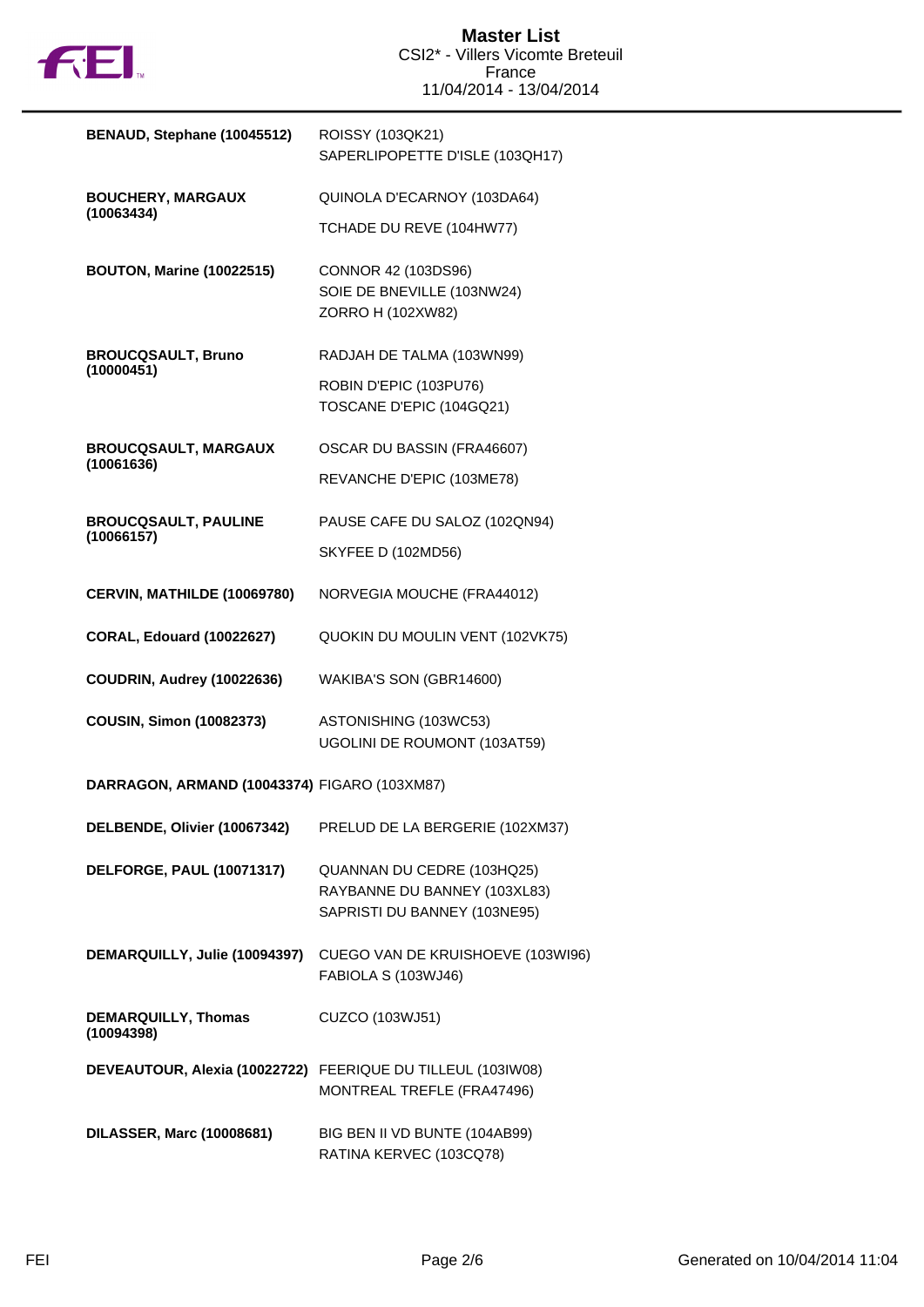# Master List

CSI2* - Villers Vicomte Breteuil
France
11/04/2014 - 13/04/2014

| Rider | Horses |
| --- | --- |
| **BENAUD, Stephane (10045512)** | ROISSY (103QK21)<br>SAPERLIPOPETTE D'ISLE (103QH17) |
| **BOUCHERY, MARGAUX (10063434)** | QUINOLA D'ECARNOY (103DA64)<br>TCHADE DU REVE (104HW77) |
| **BOUTON, Marine (10022515)** | CONNOR 42 (103DS96)<br>SOIE DE BNEVILLE (103NW24)<br>ZORRO H (102XW82) |
| **BROUCQSAULT, Bruno (10000451)** | RADJAH DE TALMA (103WN99)<br>ROBIN D'EPIC (103PU76)<br>TOSCANE D'EPIC (104GQ21) |
| **BROUCQSAULT, MARGAUX (10061636)** | OSCAR DU BASSIN (FRA46607)<br>REVANCHE D'EPIC (103ME78) |
| **BROUCQSAULT, PAULINE (10066157)** | PAUSE CAFE DU SALOZ (102QN94)<br>SKYFEE D (102MD56) |
| **CERVIN, MATHILDE (10069780)** | NORVEGIA MOUCHE (FRA44012) |
| **CORAL, Edouard (10022627)** | QUOKIN DU MOULIN VENT (102VK75) |
| **COUDRIN, Audrey (10022636)** | WAKIBA'S SON (GBR14600) |
| **COUSIN, Simon (10082373)** | ASTONISHING (103WC53)<br>UGOLINI DE ROUMONT (103AT59) |
| **DARRAGON, ARMAND (10043374)** | FIGARO (103XM87) |
| **DELBENDE, Olivier (10067342)** | PRELUD DE LA BERGERIE (102XM37) |
| **DELFORGE, PAUL (10071317)** | QUANNAN DU CEDRE (103HQ25)<br>RAYBANNE DU BANNEY (103XL83)<br>SAPRISTI DU BANNEY (103NE95) |
| **DEMARQUILLY, Julie (10094397)** | CUEGO VAN DE KRUISHOEVE (103WI96)<br>FABIOLA S (103WJ46) |
| **DEMARQUILLY, Thomas (10094398)** | CUZCO (103WJ51) |
| **DEVEAUTOUR, Alexia (10022722)** | FEERIQUE DU TILLEUL (103IW08)<br>MONTREAL TREFLE (FRA47496) |
| **DILASSER, Marc (10008681)** | BIG BEN II VD BUNTE (104AB99)<br>RATINA KERVEC (103CQ78) |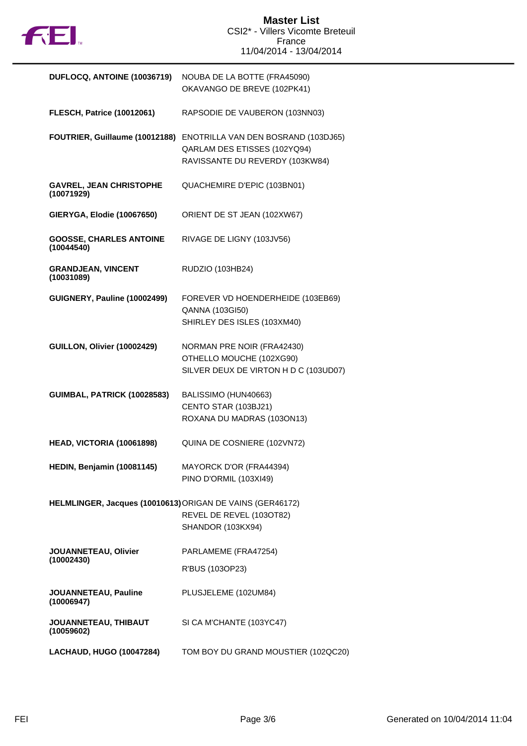# Master List

CSI2* - Villers Vicomte Breteuil
France
11/04/2014 - 13/04/2014

| Rider | Horses |
|---|---|
| **DUFLOCQ, ANTOINE (10036719)** | NOUBA DE LA BOTTE (FRA45090)<br>OKAVANGO DE BREVE (102PK41) |
| **FLESCH, Patrice (10012061)** | RAPSODIE DE VAUBERON (103NN03) |
| **FOUTRIER, Guillaume (10012188)** | ENOTRILLA VAN DEN BOSRAND (103DJ65)<br>QARLAM DES ETISSES (102YQ94)<br>RAVISSANTE DU REVERDY (103KW84) |
| **GAVREL, JEAN CHRISTOPHE (10071929)** | QUACHEMIRE D'EPIC (103BN01) |
| **GIERYGA, Elodie (10067650)** | ORIENT DE ST JEAN (102XW67) |
| **GOOSSE, CHARLES ANTOINE (10044540)** | RIVAGE DE LIGNY (103JV56) |
| **GRANDJEAN, VINCENT (10031089)** | RUDZIO (103HB24) |
| **GUIGNERY, Pauline (10002499)** | FOREVER VD HOENDERHEIDE (103EB69)<br>QANNA (103GI50)<br>SHIRLEY DES ISLES (103XM40) |
| **GUILLON, Olivier (10002429)** | NORMAN PRE NOIR (FRA42430)<br>OTHELLO MOUCHE (102XG90)<br>SILVER DEUX DE VIRTON H D C (103UD07) |
| **GUIMBAL, PATRICK (10028583)** | BALISSIMO (HUN40663)<br>CENTO STAR (103BJ21)<br>ROXANA DU MADRAS (103ON13) |
| **HEAD, VICTORIA (10061898)** | QUINA DE COSNIERE (102VN72) |
| **HEDIN, Benjamin (10081145)** | MAYORCK D'OR (FRA44394)<br>PINO D'ORMIL (103XI49) |
| **HELMLINGER, Jacques (10010613)** | ORIGAN DE VAINS (GER46172)<br>REVEL DE REVEL (103OT82)<br>SHANDOR (103KX94) |
| **JOUANNETEAU, Olivier (10002430)** | PARLAMEME (FRA47254)<br>R'BUS (103OP23) |
| **JOUANNETEAU, Pauline (10006947)** | PLUSJELEME (102UM84) |
| **JOUANNETEAU, THIBAUT (10059602)** | SI CA M'CHANTE (103YC47) |
| **LACHAUD, HUGO (10047284)** | TOM BOY DU GRAND MOUSTIER (102QC20) |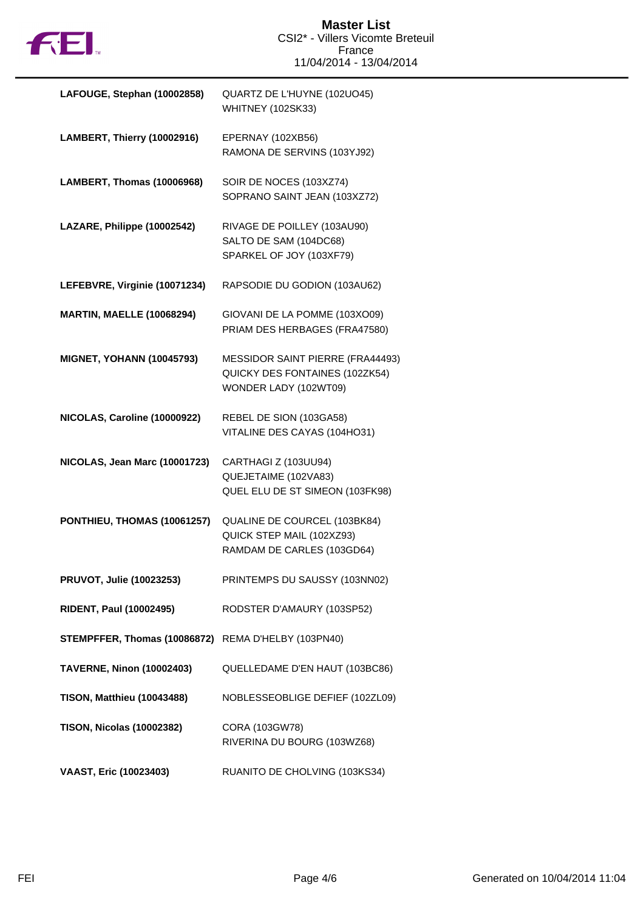# Master List

CSI2* - Villers Vicomte Breteuil
France
11/04/2014 - 13/04/2014

| Rider | Horses |
|---|---|
| **LAFOUGE, Stephan (10002858)** | QUARTZ DE L'HUYNE (102UO45)<br>WHITNEY (102SK33) |
| **LAMBERT, Thierry (10002916)** | EPERNAY (102XB56)<br>RAMONA DE SERVINS (103YJ92) |
| **LAMBERT, Thomas (10006968)** | SOIR DE NOCES (103XZ74)<br>SOPRANO SAINT JEAN (103XZ72) |
| **LAZARE, Philippe (10002542)** | RIVAGE DE POILLEY (103AU90)<br>SALTO DE SAM (104DC68)<br>SPARKEL OF JOY (103XF79) |
| **LEFEBVRE, Virginie (10071234)** | RAPSODIE DU GODION (103AU62) |
| **MARTIN, MAELLE (10068294)** | GIOVANI DE LA POMME (103XO09)<br>PRIAM DES HERBAGES (FRA47580) |
| **MIGNET, YOHANN (10045793)** | MESSIDOR SAINT PIERRE (FRA44493)<br>QUICKY DES FONTAINES (102ZK54)<br>WONDER LADY (102WT09) |
| **NICOLAS, Caroline (10000922)** | REBEL DE SION (103GA58)<br>VITALINE DES CAYAS (104HO31) |
| **NICOLAS, Jean Marc (10001723)** | CARTHAGI Z (103UU94)<br>QUEJETAIME (102VA83)<br>QUEL ELU DE ST SIMEON (103FK98) |
| **PONTHIEU, THOMAS (10061257)** | QUALINE DE COURCEL (103BK84)<br>QUICK STEP MAIL (102XZ93)<br>RAMDAM DE CARLES (103GD64) |
| **PRUVOT, Julie (10023253)** | PRINTEMPS DU SAUSSY (103NN02) |
| **RIDENT, Paul (10002495)** | RODSTER D'AMAURY (103SP52) |
| **STEMPFFER, Thomas (10086872)** | REMA D'HELBY (103PN40) |
| **TAVERNE, Ninon (10002403)** | QUELLEDAME D'EN HAUT (103BC86) |
| **TISON, Matthieu (10043488)** | NOBLESSEOBLIGE DEFIEF (102ZL09) |
| **TISON, Nicolas (10002382)** | CORA (103GW78)<br>RIVERINA DU BOURG (103WZ68) |
| **VAAST, Eric (10023403)** | RUANITO DE CHOLVING (103KS34) |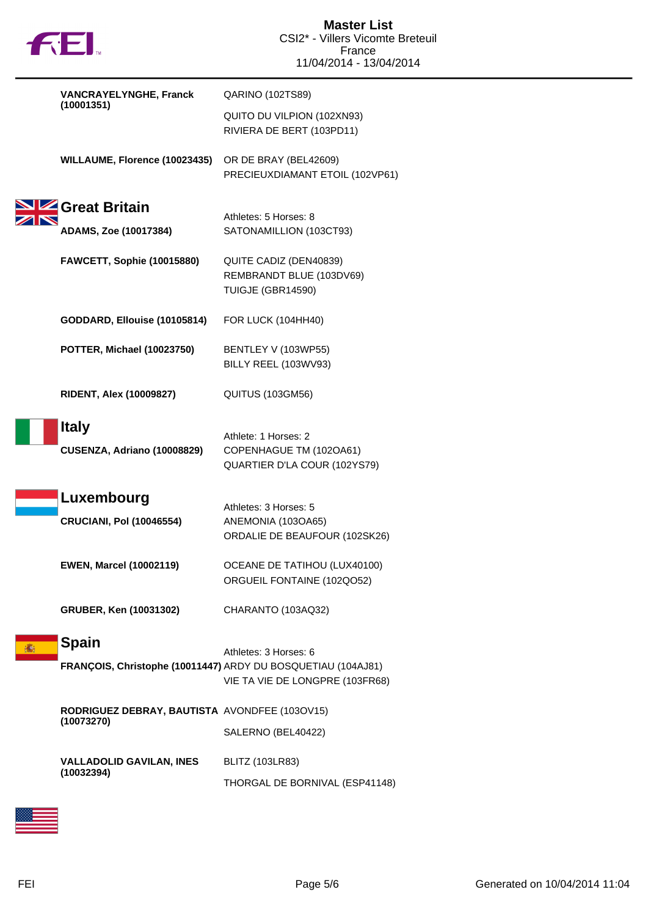# Master List

CSI2* - Villers Vicomte Breteuil
France
11/04/2014 - 13/04/2014

| Athlete | Horses |
|---|---|
| **VANCRAYELYNGHE, Franck (10001351)** | QARINO (102TS89) |
| | QUITO DU VILPION (102XN93) |
| | RIVIERA DE BERT (103PD11) |
| **WILLAUME, Florence (10023435)** | OR DE BRAY (BEL42609) |
| | PRECIEUXDIAMANT ETOIL (102VP61) |

## Great Britain

Athletes: 5 Horses: 8

| Athlete | Horses |
|---|---|
| **ADAMS, Zoe (10017384)** | SATONAMILLION (103CT93) |
| **FAWCETT, Sophie (10015880)** | QUITE CADIZ (DEN40839) |
| | REMBRANDT BLUE (103DV69) |
| | TUIGJE (GBR14590) |
| **GODDARD, Ellouise (10105814)** | FOR LUCK (104HH40) |
| **POTTER, Michael (10023750)** | BENTLEY V (103WP55) |
| | BILLY REEL (103WV93) |
| **RIDENT, Alex (10009827)** | QUITUS (103GM56) |

## Italy

Athlete: 1 Horses: 2

| Athlete | Horses |
|---|---|
| **CUSENZA, Adriano (10008829)** | COPENHAGUE TM (102OA61) |
| | QUARTIER D'LA COUR (102YS79) |

## Luxembourg

Athletes: 3 Horses: 5

| Athlete | Horses |
|---|---|
| **CRUCIANI, Pol (10046554)** | ANEMONIA (103OA65) |
| | ORDALIE DE BEAUFOUR (102SK26) |
| **EWEN, Marcel (10002119)** | OCEANE DE TATIHOU (LUX40100) |
| | ORGUEIL FONTAINE (102QO52) |
| **GRUBER, Ken (10031302)** | CHARANTO (103AQ32) |

## Spain

Athletes: 3 Horses: 6

| Athlete | Horses |
|---|---|
| **FRANÇOIS, Christophe (10011447)** | ARDY DU BOSQUETIAU (104AJ81) |
| | VIE TA VIE DE LONGPRE (103FR68) |
| **RODRIGUEZ DEBRAY, BAUTISTA (10073270)** | AVONDFEE (103OV15) |
| | SALERNO (BEL40422) |
| **VALLADOLID GAVILAN, INES (10032394)** | BLITZ (103LR83) |
| | THORGAL DE BORNIVAL (ESP41148) |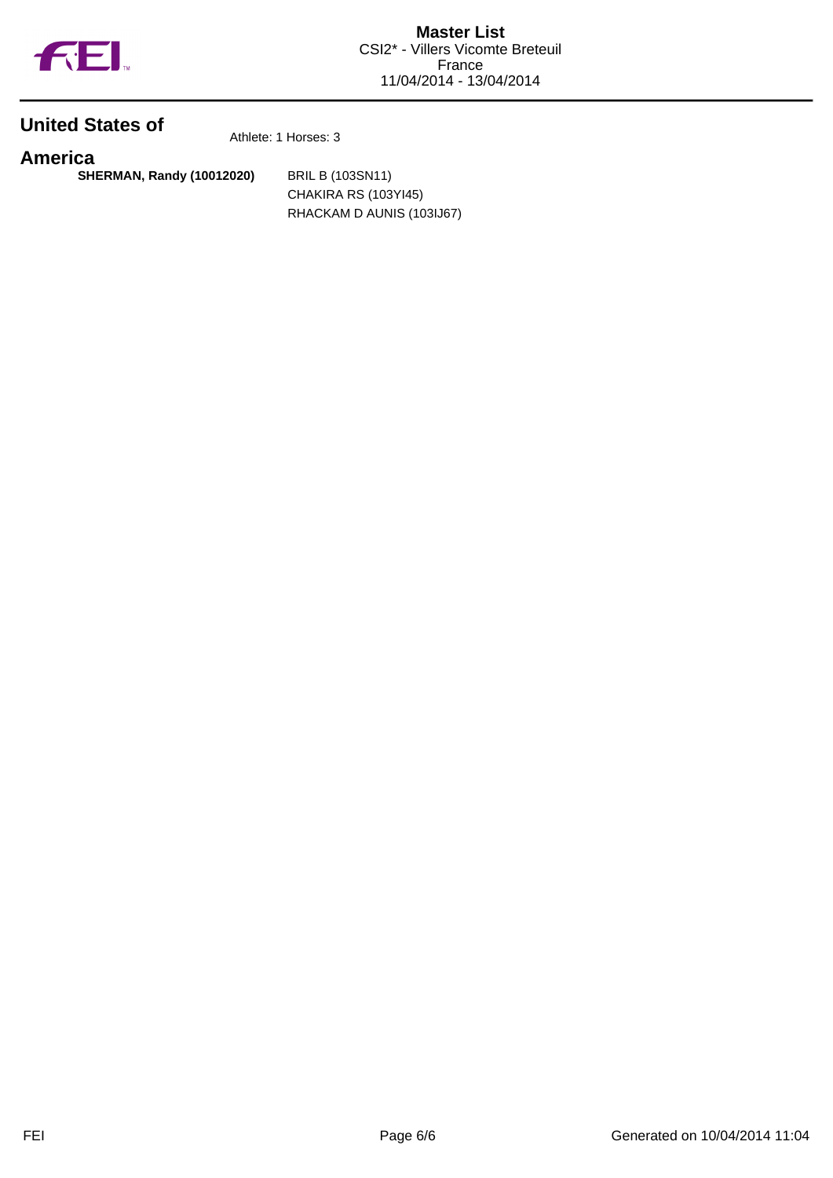## United States of America

Athlete: 1 Horses: 3

| | |
|---|---|
| **SHERMAN, Randy (10012020)** | BRIL B (103SN11) |
| | CHAKIRA RS (103YI45) |
| | RHACKAM D AUNIS (103IJ67) |